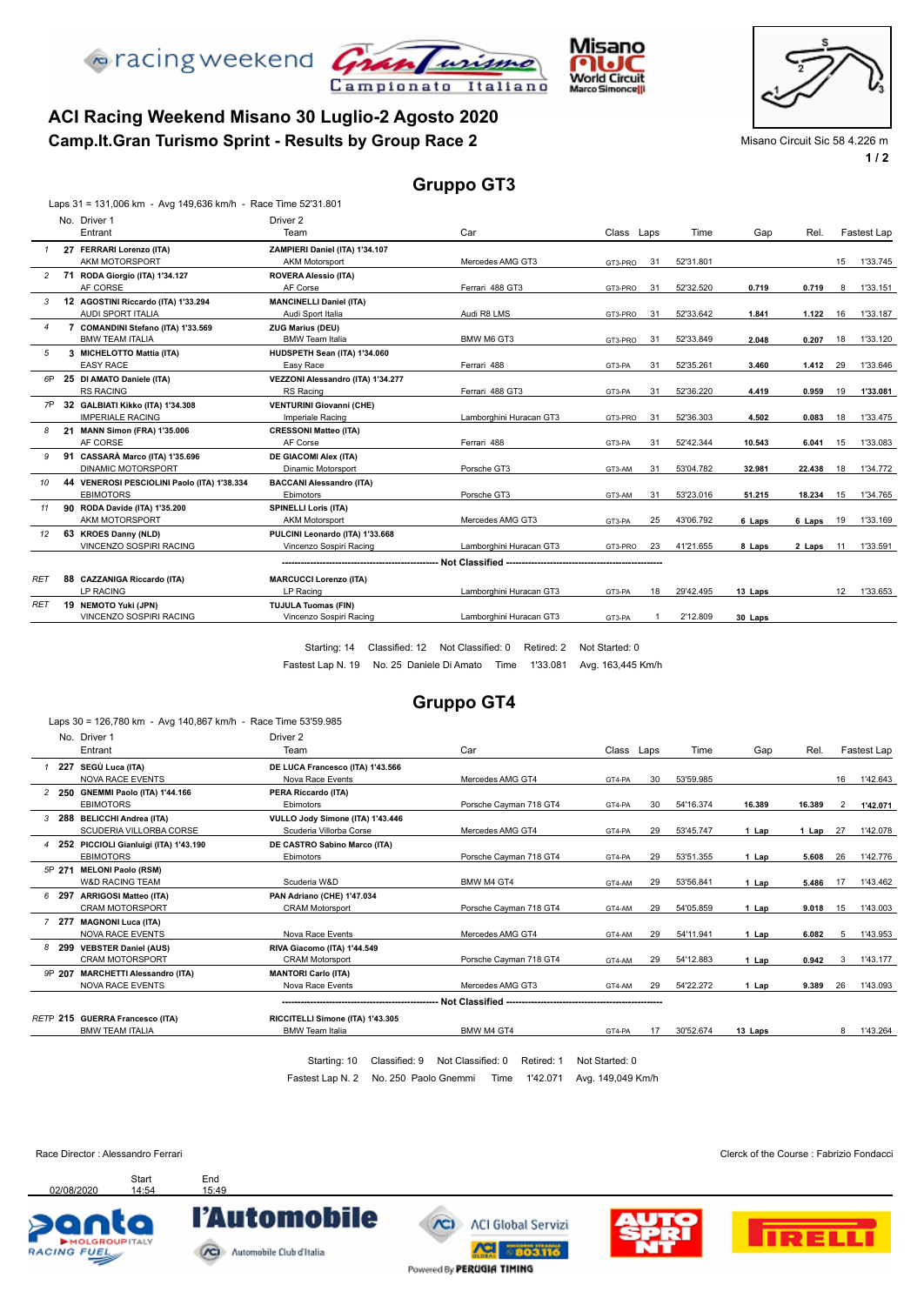# ACI Racing Weekend Misano 30 Luglio-2 Agosto 2020

## Camp.It.Gran Turismo Sprint - Results by Group Race 2

Misano Circuit Sic 58 4.226 m

### Gruppo GT3

Laps 31 = 131,006 km - Avg 149,636 km/h - Race Time 52'31.801

| | No. | Driver 1 / Entrant | Driver 2 / Team | Car | Class | Laps | Time | Gap | Rel. | | Fastest Lap |
|---|---|---|---|---|---|---|---|---|---|---|---|
| 1 | 27 | **FERRARI Lorenzo (ITA)** AKM MOTORSPORT | **ZAMPIERI Daniel (ITA) 1'34.107** AKM Motorsport | Mercedes AMG GT3 | GT3-PRO | 31 | 52'31.801 | | | 15 | 1'33.745 |
| 2 | 71 | **RODA Giorgio (ITA) 1'34.127** AF CORSE | **ROVERA Alessio (ITA)** AF Corse | Ferrari 488 GT3 | GT3-PRO | 31 | 52'32.520 | **0.719** | **0.719** | 8 | 1'33.151 |
| 3 | 12 | **AGOSTINI Riccardo (ITA) 1'33.294** AUDI SPORT ITALIA | **MANCINELLI Daniel (ITA)** Audi Sport Italia | Audi R8 LMS | GT3-PRO | 31 | 52'33.642 | **1.841** | **1.122** | 16 | 1'33.187 |
| 4 | 7 | **COMANDINI Stefano (ITA) 1'33.569** BMW TEAM ITALIA | **ZUG Marius (DEU)** BMW Team Italia | BMW M6 GT3 | GT3-PRO | 31 | 52'33.849 | **2.048** | **0.207** | 18 | 1'33.120 |
| 5 | 3 | **MICHELOTTO Mattia (ITA)** EASY RACE | **HUDSPETH Sean (ITA) 1'34.060** Easy Race | Ferrari 488 | GT3-PA | 31 | 52'35.261 | **3.460** | **1.412** | 29 | 1'33.646 |
| 6P | 25 | **DI AMATO Daniele (ITA)** RS RACING | **VEZZONI Alessandro (ITA) 1'34.277** RS Racing | Ferrari 488 GT3 | GT3-PA | 31 | 52'36.220 | **4.419** | **0.959** | 19 | **1'33.081** |
| 7P | 32 | **GALBIATI Kikko (ITA) 1'34.308** IMPERIALE RACING | **VENTURINI Giovanni (CHE)** Imperiale Racing | Lamborghini Huracan GT3 | GT3-PRO | 31 | 52'36.303 | **4.502** | **0.083** | 18 | 1'33.475 |
| 8 | 21 | **MANN Simon (FRA) 1'35.006** AF CORSE | **CRESSONI Matteo (ITA)** AF Corse | Ferrari 488 | GT3-PA | 31 | 52'42.344 | **10.543** | **6.041** | 15 | 1'33.083 |
| 9 | 91 | **CASSARÀ Marco (ITA) 1'35.696** DINAMIC MOTORSPORT | **DE GIACOMI Alex (ITA)** Dinamic Motorsport | Porsche GT3 | GT3-AM | 31 | 53'04.782 | **32.981** | **22.438** | 18 | 1'34.772 |
| 10 | 44 | **VENEROSI PESCIOLINI Paolo (ITA) 1'38.334** EBIMOTORS | **BACCANI Alessandro (ITA)** Ebimotors | Porsche GT3 | GT3-AM | 31 | 53'23.016 | **51.215** | **18.234** | 15 | 1'34.765 |
| 11 | 90 | **RODA Davide (ITA) 1'35.200** AKM MOTORSPORT | **SPINELLI Loris (ITA)** AKM Motorsport | Mercedes AMG GT3 | GT3-PA | 25 | 43'06.792 | **6 Laps** | **6 Laps** | 19 | 1'33.169 |
| 12 | 63 | **KROES Danny (NLD)** VINCENZO SOSPIRI RACING | **PULCINI Leonardo (ITA) 1'33.668** Vincenzo Sospiri Racing | Lamborghini Huracan GT3 | GT3-PRO | 23 | 41'21.655 | **8 Laps** | **2 Laps** | 11 | 1'33.591 |
| | | | **Not Classified** | | | | | | | | |
| RET | 88 | **CAZZANIGA Riccardo (ITA)** LP RACING | **MARCUCCI Lorenzo (ITA)** LP Racing | Lamborghini Huracan GT3 | GT3-PA | 18 | 29'42.495 | **13 Laps** | | 12 | 1'33.653 |
| RET | 19 | **NEMOTO Yuki (JPN)** VINCENZO SOSPIRI RACING | **TUJULA Tuomas (FIN)** Vincenzo Sospiri Racing | Lamborghini Huracan GT3 | GT3-PA | 1 | 2'12.809 | **30 Laps** | | | |

Starting: 14 Classified: 12 Not Classified: 0 Retired: 2 Not Started: 0

Fastest Lap N. 19 No. 25 Daniele Di Amato Time 1'33.081 Avg. 163,445 Km/h

### Gruppo GT4

Laps 30 = 126,780 km - Avg 140,867 km/h - Race Time 53'59.985

| | No. | Driver 1 / Entrant | Driver 2 / Team | Car | Class | Laps | Time | Gap | Rel. | | Fastest Lap |
|---|---|---|---|---|---|---|---|---|---|---|---|
| 1 | 227 | **SEGÙ Luca (ITA)** NOVA RACE EVENTS | **DE LUCA Francesco (ITA) 1'43.566** Nova Race Events | Mercedes AMG GT4 | GT4-PA | 30 | 53'59.985 | | | 16 | 1'42.643 |
| 2 | 250 | **GNEMMI Paolo (ITA) 1'44.166** EBIMOTORS | **PERA Riccardo (ITA)** Ebimotors | Porsche Cayman 718 GT4 | GT4-PA | 30 | 54'16.374 | **16.389** | **16.389** | 2 | **1'42.071** |
| 3 | 288 | **BELICCHI Andrea (ITA)** SCUDERIA VILLORBA CORSE | **VULLO Jody Simone (ITA) 1'43.446** Scuderia Villorba Corse | Mercedes AMG GT4 | GT4-PA | 29 | 53'45.747 | **1 Lap** | **1 Lap** | 27 | 1'42.078 |
| 4 | 252 | **PICCIOLI Gianluigi (ITA) 1'43.190** EBIMOTORS | **DE CASTRO Sabino Marco (ITA)** Ebimotors | Porsche Cayman 718 GT4 | GT4-PA | 29 | 53'51.355 | **1 Lap** | **5.608** | 26 | 1'42.776 |
| 5P | 271 | **MELONI Paolo (RSM)** W&D RACING TEAM | Scuderia W&D | BMW M4 GT4 | GT4-AM | 29 | 53'56.841 | **1 Lap** | **5.486** | 17 | 1'43.462 |
| 6 | 297 | **ARRIGOSI Matteo (ITA)** CRAM MOTORSPORT | **PAN Adriano (CHE) 1'47.034** CRAM Motorsport | Porsche Cayman 718 GT4 | GT4-AM | 29 | 54'05.859 | **1 Lap** | **9.018** | 15 | 1'43.003 |
| 7 | 277 | **MAGNONI Luca (ITA)** NOVA RACE EVENTS | Nova Race Events | Mercedes AMG GT4 | GT4-AM | 29 | 54'11.941 | **1 Lap** | **6.082** | 5 | 1'43.953 |
| 8 | 299 | **VEBSTER Daniel (AUS)** CRAM MOTORSPORT | **RIVA Giacomo (ITA) 1'44.549** CRAM Motorsport | Porsche Cayman 718 GT4 | GT4-AM | 29 | 54'12.883 | **1 Lap** | **0.942** | 3 | 1'43.177 |
| 9P | 207 | **MARCHETTI Alessandro (ITA)** NOVA RACE EVENTS | **MANTORI Carlo (ITA)** Nova Race Events | Mercedes AMG GT3 | GT4-AM | 29 | 54'22.272 | **1 Lap** | **9.389** | 26 | 1'43.093 |
| | | | **Not Classified** | | | | | | | | |
| RETP | 215 | **GUERRA Francesco (ITA)** BMW TEAM ITALIA | **RICCITELLI Simone (ITA) 1'43.305** BMW Team Italia | BMW M4 GT4 | GT4-PA | 17 | 30'52.674 | **13 Laps** | | 8 | 1'43.264 |

Starting: 10 Classified: 9 Not Classified: 0 Retired: 1 Not Started: 0

Fastest Lap N. 2 No. 250 Paolo Gnemmi Time 1'42.071 Avg. 149,049 Km/h

Race Director : Alessandro Ferrari

Clerck of the Course : Fabrizio Fondacci

| | Start | End |
|---|---|---|
| 02/08/2020 | 14:54 | 15:49 |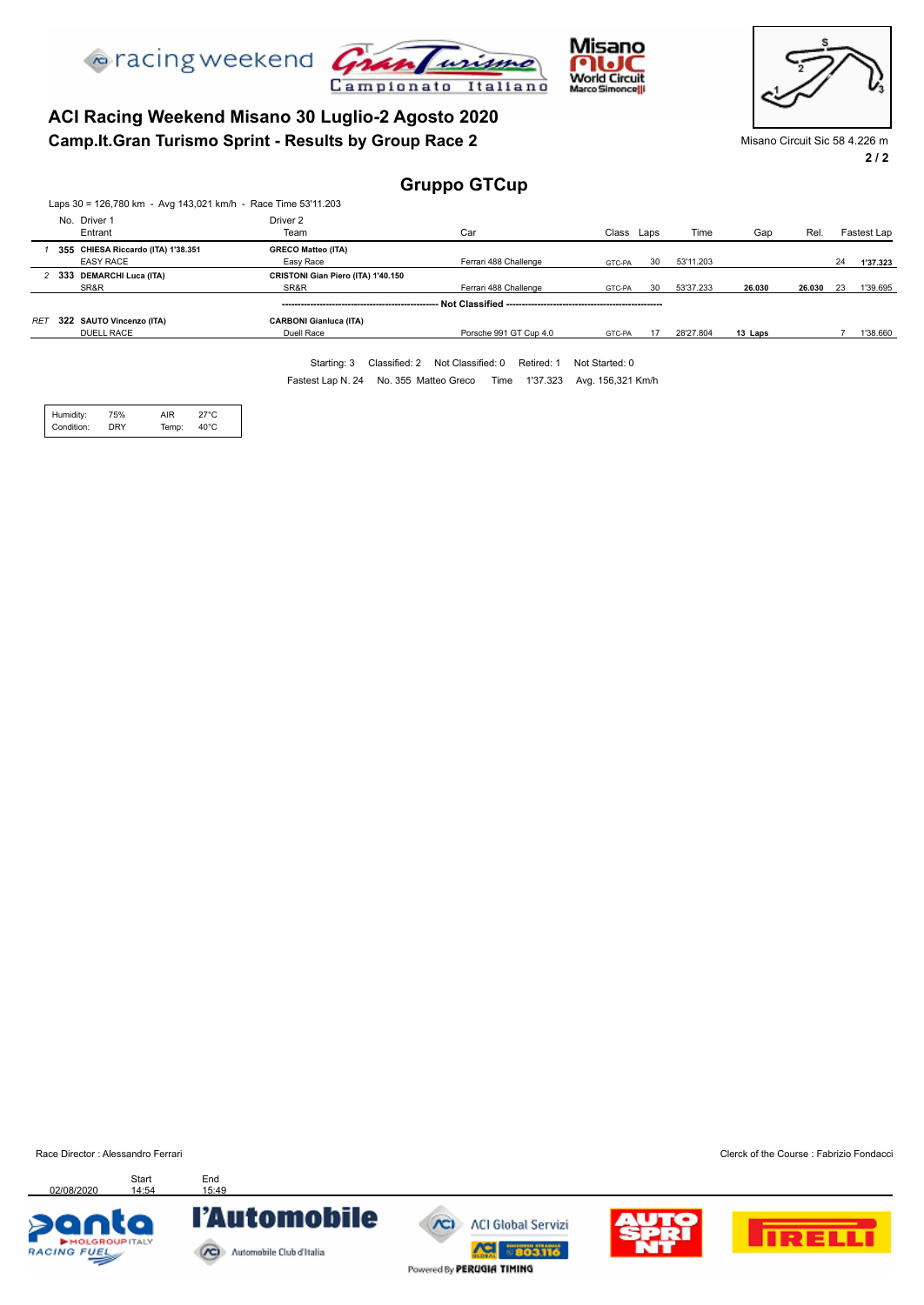# ACI Racing Weekend Misano 30 Luglio-2 Agosto 2020

## Camp.It.Gran Turismo Sprint - Results by Group Race 2

Misano Circuit Sic 58 4.226 m

## Gruppo GTCup

Laps 30 = 126,780 km - Avg 143,021 km/h - Race Time 53'11.203

| | No. | Driver 1 / Entrant | Driver 2 / Team | Car | Class | Laps | Time | Gap | Rel. | | Fastest Lap |
|---|---|---|---|---|---|---|---|---|---|---|---|
| 1 | 355 | **CHIESA Riccardo (ITA) 1'38.351** / EASY RACE | **GRECO Matteo (ITA)** / Easy Race | Ferrari 488 Challenge | GTC-PA | 30 | 53'11.203 | | | 24 | **1'37.323** |
| 2 | 333 | **DEMARCHI Luca (ITA)** / SR&R | **CRISTONI Gian Piero (ITA) 1'40.150** / SR&R | Ferrari 488 Challenge | GTC-PA | 30 | 53'37.233 | **26.030** | **26.030** | 23 | 1'39.695 |
| | | | **Not Classified** | | | | | | | | |
| RET | 322 | **SAUTO Vincenzo (ITA)** / DUELL RACE | **CARBONI Gianluca (ITA)** / Duell Race | Porsche 991 GT Cup 4.0 | GTC-PA | 17 | 28'27.804 | **13 Laps** | | 7 | 1'38.660 |

Starting: 3 Classified: 2 Not Classified: 0 Retired: 1 Not Started: 0

Fastest Lap N. 24 No. 355 Matteo Greco Time 1'37.323 Avg. 156,321 Km/h

| | | | |
|---|---|---|---|
| Humidity: | 75% | AIR | 27°C |
| Condition: | DRY | Temp: | 40°C |

Race Director : Alessandro Ferrari

Clerck of the Course : Fabrizio Fondacci

| | Start | End |
|---|---|---|
| 02/08/2020 | 14:54 | 15:49 |